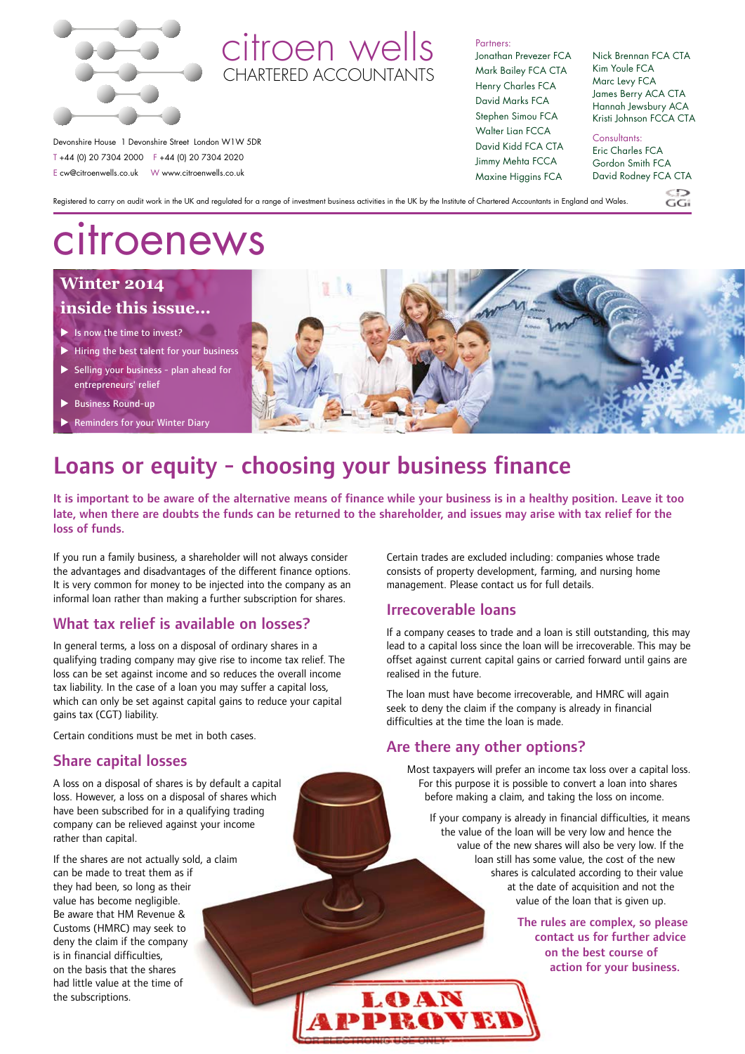# citroen wells

CHARTERED ACCOUNTANTS

Devonshire House 1 Devonshire Street London W1W 5DR
T +44 (0) 20 7304 2000 F +44 (0) 20 7304 2020
E cw@citroenwells.co.uk W www.citroenwells.co.uk

Partners:
Jonathan Prevezer FCA
Mark Bailey FCA CTA
Henry Charles FCA
David Marks FCA
Stephen Simou FCA
Walter Lian FCCA
David Kidd FCA CTA
Jimmy Mehta FCCA
Maxine Higgins FCA
Nick Brennan FCA CTA
Kim Youle FCA
Marc Levy FCA
James Berry ACA CTA
Hannah Jewsbury ACA
Kristi Johnson FCCA CTA

Consultants:
Eric Charles FCA
Gordon Smith FCA
David Rodney FCA CTA

Registered to carry on audit work in the UK and regulated for a range of investment business activities in the UK by the Institute of Chartered Accountants in England and Wales.

# citroenews

**Winter 2014**

**inside this issue...**

- Is now the time to invest?
- Hiring the best talent for your business
- Selling your business - plan ahead for entrepreneurs' relief
- Business Round-up
- Reminders for your Winter Diary

## Loans or equity - choosing your business finance

**It is important to be aware of the alternative means of finance while your business is in a healthy position. Leave it too late, when there are doubts the funds can be returned to the shareholder, and issues may arise with tax relief for the loss of funds.**

If you run a family business, a shareholder will not always consider the advantages and disadvantages of the different finance options. It is very common for money to be injected into the company as an informal loan rather than making a further subscription for shares.

### What tax relief is available on losses?

In general terms, a loss on a disposal of ordinary shares in a qualifying trading company may give rise to income tax relief. The loss can be set against income and so reduces the overall income tax liability. In the case of a loan you may suffer a capital loss, which can only be set against capital gains to reduce your capital gains tax (CGT) liability.

Certain conditions must be met in both cases.

### Share capital losses

A loss on a disposal of shares is by default a capital loss. However, a loss on a disposal of shares which have been subscribed for in a qualifying trading company can be relieved against your income rather than capital.

If the shares are not actually sold, a claim can be made to treat them as if they had been, so long as their value has become negligible. Be aware that HM Revenue & Customs (HMRC) may seek to deny the claim if the company is in financial difficulties, on the basis that the shares had little value at the time of the subscriptions.

Certain trades are excluded including: companies whose trade consists of property development, farming, and nursing home management. Please contact us for full details.

### Irrecoverable loans

If a company ceases to trade and a loan is still outstanding, this may lead to a capital loss since the loan will be irrecoverable. This may be offset against current capital gains or carried forward until gains are realised in the future.

The loan must have become irrecoverable, and HMRC will again seek to deny the claim if the company is already in financial difficulties at the time the loan is made.

### Are there any other options?

Most taxpayers will prefer an income tax loss over a capital loss. For this purpose it is possible to convert a loan into shares before making a claim, and taking the loss on income.

If your company is already in financial difficulties, it means the value of the loan will be very low and hence the value of the new shares will also be very low. If the loan still has some value, the cost of the new shares is calculated according to their value at the date of acquisition and not the value of the loan that is given up.

**The rules are complex, so please contact us for further advice on the best course of action for your business.**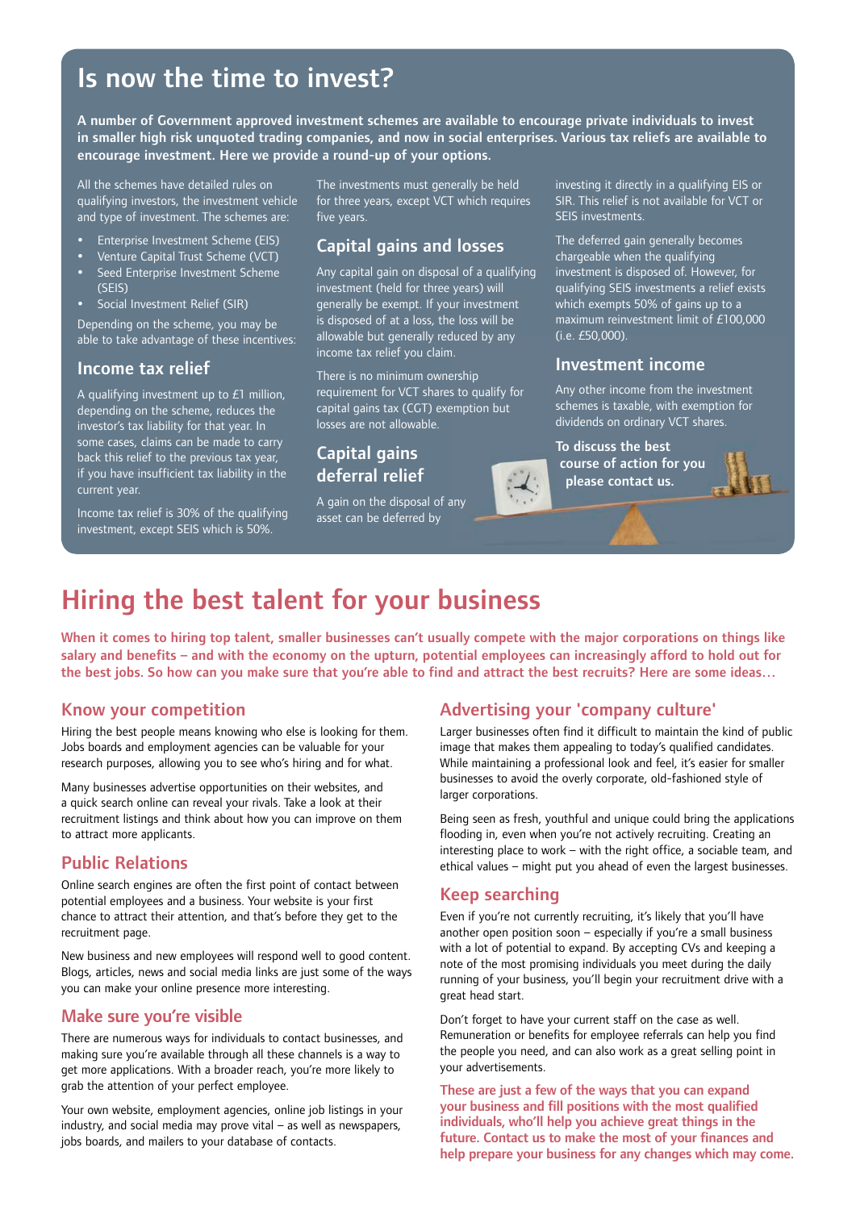# Is now the time to invest?

**A number of Government approved investment schemes are available to encourage private individuals to invest in smaller high risk unquoted trading companies, and now in social enterprises. Various tax reliefs are available to encourage investment. Here we provide a round-up of your options.**

All the schemes have detailed rules on qualifying investors, the investment vehicle and type of investment. The schemes are:

- Enterprise Investment Scheme (EIS)
- Venture Capital Trust Scheme (VCT)
- Seed Enterprise Investment Scheme (SEIS)
- Social Investment Relief (SIR)

Depending on the scheme, you may be able to take advantage of these incentives:

## Income tax relief

A qualifying investment up to £1 million, depending on the scheme, reduces the investor's tax liability for that year. In some cases, claims can be made to carry back this relief to the previous tax year, if you have insufficient tax liability in the current year.

Income tax relief is 30% of the qualifying investment, except SEIS which is 50%.

The investments must generally be held for three years, except VCT which requires five years.

## Capital gains and losses

Any capital gain on disposal of a qualifying investment (held for three years) will generally be exempt. If your investment is disposed of at a loss, the loss will be allowable but generally reduced by any income tax relief you claim.

There is no minimum ownership requirement for VCT shares to qualify for capital gains tax (CGT) exemption but losses are not allowable.

## Capital gains deferral relief

A gain on the disposal of any asset can be deferred by investing it directly in a qualifying EIS or SIR. This relief is not available for VCT or SEIS investments.

The deferred gain generally becomes chargeable when the qualifying investment is disposed of. However, for qualifying SEIS investments a relief exists which exempts 50% of gains up to a maximum reinvestment limit of £100,000 (i.e. £50,000).

## Investment income

Any other income from the investment schemes is taxable, with exemption for dividends on ordinary VCT shares.

**To discuss the best course of action for you please contact us.**

# Hiring the best talent for your business

**When it comes to hiring top talent, smaller businesses can't usually compete with the major corporations on things like salary and benefits – and with the economy on the upturn, potential employees can increasingly afford to hold out for the best jobs. So how can you make sure that you're able to find and attract the best recruits? Here are some ideas…**

## Know your competition

Hiring the best people means knowing who else is looking for them. Jobs boards and employment agencies can be valuable for your research purposes, allowing you to see who's hiring and for what.

Many businesses advertise opportunities on their websites, and a quick search online can reveal your rivals. Take a look at their recruitment listings and think about how you can improve on them to attract more applicants.

## Public Relations

Online search engines are often the first point of contact between potential employees and a business. Your website is your first chance to attract their attention, and that's before they get to the recruitment page.

New business and new employees will respond well to good content. Blogs, articles, news and social media links are just some of the ways you can make your online presence more interesting.

## Make sure you're visible

There are numerous ways for individuals to contact businesses, and making sure you're available through all these channels is a way to get more applications. With a broader reach, you're more likely to grab the attention of your perfect employee.

Your own website, employment agencies, online job listings in your industry, and social media may prove vital – as well as newspapers, jobs boards, and mailers to your database of contacts.

## Advertising your 'company culture'

Larger businesses often find it difficult to maintain the kind of public image that makes them appealing to today's qualified candidates. While maintaining a professional look and feel, it's easier for smaller businesses to avoid the overly corporate, old-fashioned style of larger corporations.

Being seen as fresh, youthful and unique could bring the applications flooding in, even when you're not actively recruiting. Creating an interesting place to work – with the right office, a sociable team, and ethical values – might put you ahead of even the largest businesses.

## Keep searching

Even if you're not currently recruiting, it's likely that you'll have another open position soon – especially if you're a small business with a lot of potential to expand. By accepting CVs and keeping a note of the most promising individuals you meet during the daily running of your business, you'll begin your recruitment drive with a great head start.

Don't forget to have your current staff on the case as well. Remuneration or benefits for employee referrals can help you find the people you need, and can also work as a great selling point in your advertisements.

**These are just a few of the ways that you can expand your business and fill positions with the most qualified individuals, who'll help you achieve great things in the future. Contact us to make the most of your finances and help prepare your business for any changes which may come.**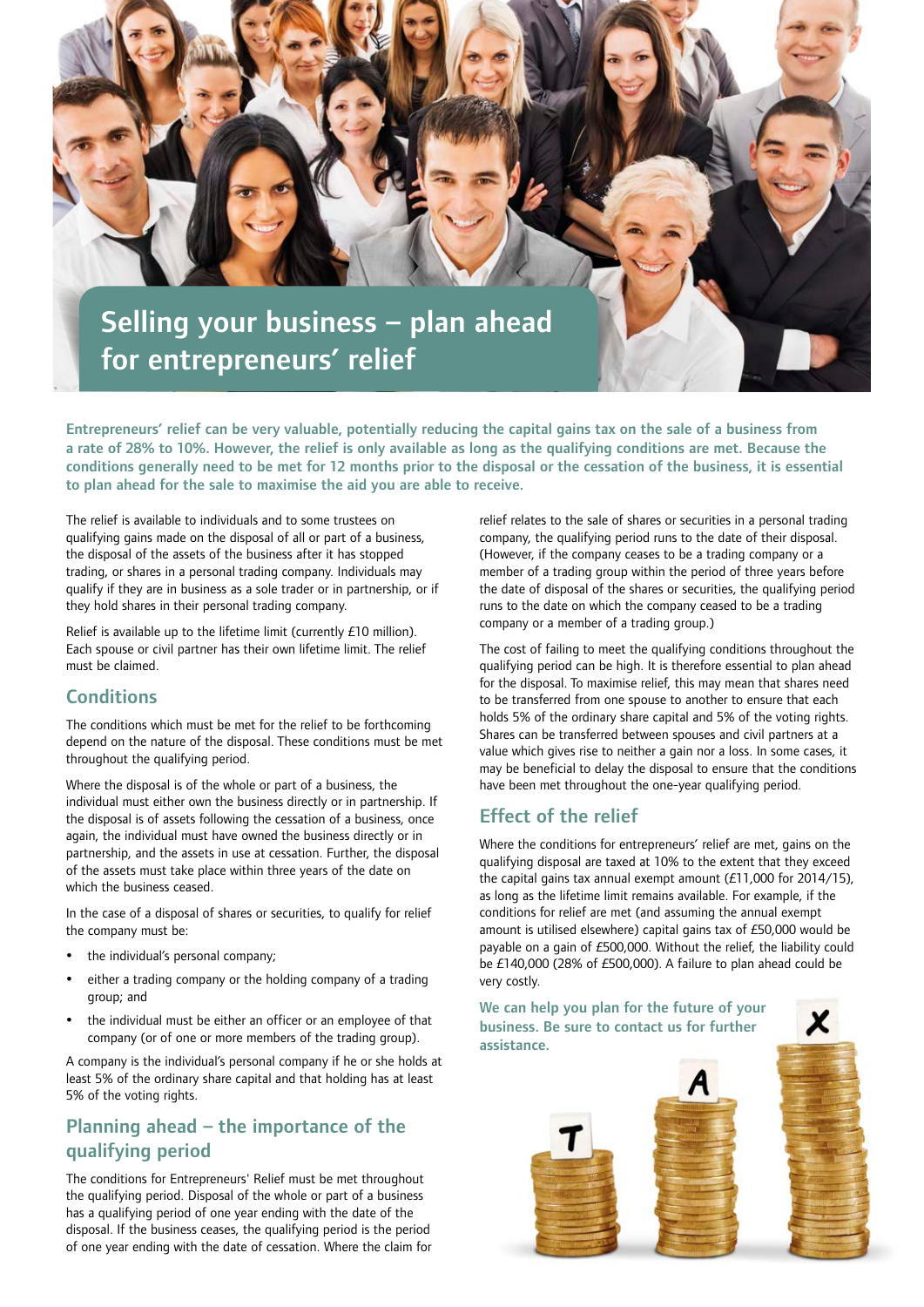# Selling your business – plan ahead for entrepreneurs' relief

**Entrepreneurs' relief can be very valuable, potentially reducing the capital gains tax on the sale of a business from a rate of 28% to 10%. However, the relief is only available as long as the qualifying conditions are met. Because the conditions generally need to be met for 12 months prior to the disposal or the cessation of the business, it is essential to plan ahead for the sale to maximise the aid you are able to receive.**

The relief is available to individuals and to some trustees on qualifying gains made on the disposal of all or part of a business, the disposal of the assets of the business after it has stopped trading, or shares in a personal trading company. Individuals may qualify if they are in business as a sole trader or in partnership, or if they hold shares in their personal trading company.

Relief is available up to the lifetime limit (currently £10 million). Each spouse or civil partner has their own lifetime limit. The relief must be claimed.

## Conditions

The conditions which must be met for the relief to be forthcoming depend on the nature of the disposal. These conditions must be met throughout the qualifying period.

Where the disposal is of the whole or part of a business, the individual must either own the business directly or in partnership. If the disposal is of assets following the cessation of a business, once again, the individual must have owned the business directly or in partnership, and the assets in use at cessation. Further, the disposal of the assets must take place within three years of the date on which the business ceased.

In the case of a disposal of shares or securities, to qualify for relief the company must be:

- the individual's personal company;
- either a trading company or the holding company of a trading group; and
- the individual must be either an officer or an employee of that company (or of one or more members of the trading group).

A company is the individual's personal company if he or she holds at least 5% of the ordinary share capital and that holding has at least 5% of the voting rights.

## Planning ahead – the importance of the qualifying period

The conditions for Entrepreneurs' Relief must be met throughout the qualifying period. Disposal of the whole or part of a business has a qualifying period of one year ending with the date of the disposal. If the business ceases, the qualifying period is the period of one year ending with the date of cessation. Where the claim for relief relates to the sale of shares or securities in a personal trading company, the qualifying period runs to the date of their disposal. (However, if the company ceases to be a trading company or a member of a trading group within the period of three years before the date of disposal of the shares or securities, the qualifying period runs to the date on which the company ceased to be a trading company or a member of a trading group.)

The cost of failing to meet the qualifying conditions throughout the qualifying period can be high. It is therefore essential to plan ahead for the disposal. To maximise relief, this may mean that shares need to be transferred from one spouse to another to ensure that each holds 5% of the ordinary share capital and 5% of the voting rights. Shares can be transferred between spouses and civil partners at a value which gives rise to neither a gain nor a loss. In some cases, it may be beneficial to delay the disposal to ensure that the conditions have been met throughout the one-year qualifying period.

## Effect of the relief

Where the conditions for entrepreneurs' relief are met, gains on the qualifying disposal are taxed at 10% to the extent that they exceed the capital gains tax annual exempt amount (£11,000 for 2014/15), as long as the lifetime limit remains available. For example, if the conditions for relief are met (and assuming the annual exempt amount is utilised elsewhere) capital gains tax of £50,000 would be payable on a gain of £500,000. Without the relief, the liability could be £140,000 (28% of £500,000). A failure to plan ahead could be very costly.

**We can help you plan for the future of your business. Be sure to contact us for further assistance.**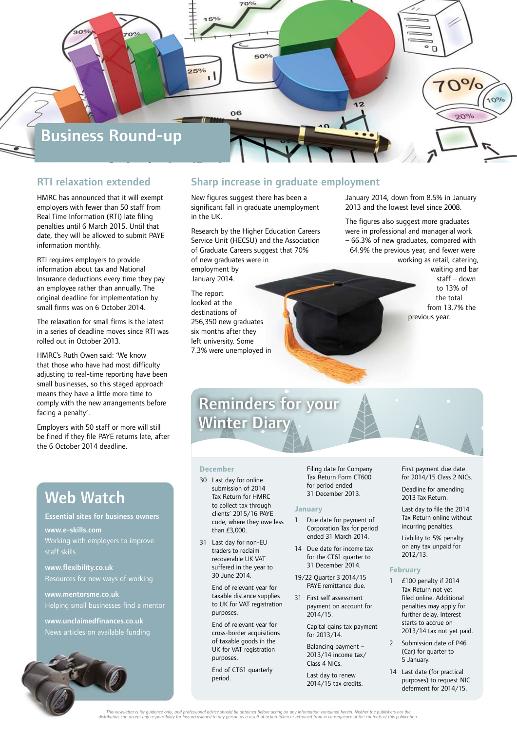# Business Round-up

## RTI relaxation extended

HMRC has announced that it will exempt employers with fewer than 50 staff from Real Time Information (RTI) late filing penalties until 6 March 2015. Until that date, they will be allowed to submit PAYE information monthly.

RTI requires employers to provide information about tax and National Insurance deductions every time they pay an employee rather than annually. The original deadline for implementation by small firms was on 6 October 2014.

The relaxation for small firms is the latest in a series of deadline moves since RTI was rolled out in October 2013.

HMRC's Ruth Owen said: 'We know that those who have had most difficulty adjusting to real-time reporting have been small businesses, so this staged approach means they have a little more time to comply with the new arrangements before facing a penalty'.

Employers with 50 staff or more will still be fined if they file PAYE returns late, after the 6 October 2014 deadline.

## Sharp increase in graduate employment

New figures suggest there has been a significant fall in graduate unemployment in the UK.

Research by the Higher Education Careers Service Unit (HECSU) and the Association of Graduate Careers suggest that 70% of new graduates were in employment by January 2014.

The report looked at the destinations of 256,350 new graduates six months after they left university. Some 7.3% were unemployed in January 2014, down from 8.5% in January 2013 and the lowest level since 2008.

The figures also suggest more graduates were in professional and managerial work – 66.3% of new graduates, compared with 64.9% the previous year, and fewer were working as retail, catering, waiting and bar staff – down to 13% of the total from 13.7% the previous year.

## Web Watch

**Essential sites for business owners**

**www.e-skills.com**
Working with employers to improve staff skills

**www.flexibility.co.uk**
Resources for new ways of working

**www.mentorsme.co.uk**
Helping small businesses find a mentor

**www.unclaimedfinances.co.uk**
News articles on available funding

## Reminders for your Winter Diary

### December

30 Last day for online submission of 2014 Tax Return for HMRC to collect tax through clients' 2015/16 PAYE code, where they owe less than £3,000.

31 Last day for non-EU traders to reclaim recoverable UK VAT suffered in the year to 30 June 2014.

End of relevant year for taxable distance supplies to UK for VAT registration purposes.

End of relevant year for cross-border acquisitions of taxable goods in the UK for VAT registration purposes.

End of CT61 quarterly period.

Filing date for Company Tax Return Form CT600 for period ended 31 December 2013.

### January

1 Due date for payment of Corporation Tax for period ended 31 March 2014.

14 Due date for income tax for the CT61 quarter to 31 December 2014.

19/22 Quarter 3 2014/15 PAYE remittance due.

31 First self assessment payment on account for 2014/15.

Capital gains tax payment for 2013/14.

Balancing payment – 2013/14 income tax/ Class 4 NICs.

Last day to renew 2014/15 tax credits.

First payment due date for 2014/15 Class 2 NICs.

Deadline for amending 2013 Tax Return.

Last day to file the 2014 Tax Return online without incurring penalties.

Liability to 5% penalty on any tax unpaid for 2012/13.

### February

1 £100 penalty if 2014 Tax Return not yet filed online. Additional penalties may apply for further delay. Interest starts to accrue on 2013/14 tax not yet paid.

2 Submission date of P46 (Car) for quarter to 5 January.

14 Last date (for practical purposes) to request NIC deferment for 2014/15.

*This newsletter is for guidance only, and professional advice should be obtained before acting on any information contained herein. Neither the publishers nor the distributors can accept any responsibility for loss occasioned to any person as a result of action taken or refrained from in consequence of the contents of this publication.*